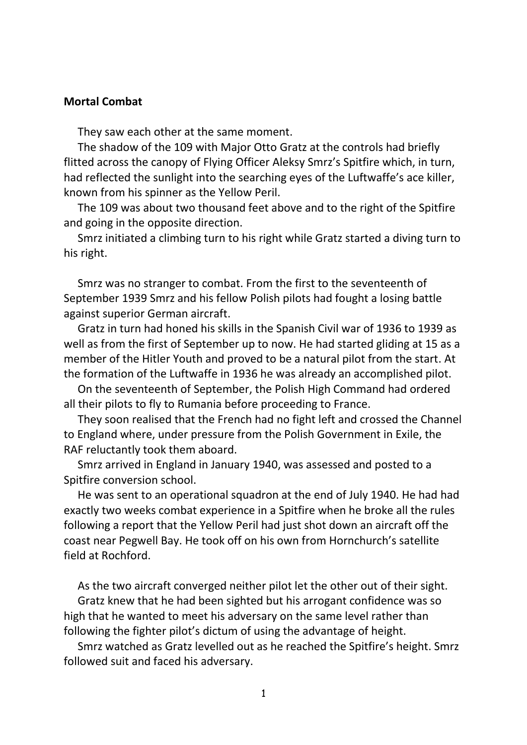**Mortal Combat**

They saw each other at the same moment.

The shadow of the 109 with Major Otto Gratz at the controls had briefly flitted across the canopy of Flying Officer Aleksy Smrz's Spitfire which, in turn, had reflected the sunlight into the searching eyes of the Luftwaffe's ace killer, known from his spinner as the Yellow Peril.

The 109 was about two thousand feet above and to the right of the Spitfire and going in the opposite direction.

Smrz initiated a climbing turn to his right while Gratz started a diving turn to his right.

Smrz was no stranger to combat. From the first to the seventeenth of September 1939 Smrz and his fellow Polish pilots had fought a losing battle against superior German aircraft.

Gratz in turn had honed his skills in the Spanish Civil war of 1936 to 1939 as well as from the first of September up to now. He had started gliding at 15 as a member of the Hitler Youth and proved to be a natural pilot from the start. At the formation of the Luftwaffe in 1936 he was already an accomplished pilot.

On the seventeenth of September, the Polish High Command had ordered all their pilots to fly to Rumania before proceeding to France.

They soon realised that the French had no fight left and crossed the Channel to England where, under pressure from the Polish Government in Exile, the RAF reluctantly took them aboard.

Smrz arrived in England in January 1940, was assessed and posted to a Spitfire conversion school.

He was sent to an operational squadron at the end of July 1940. He had had exactly two weeks combat experience in a Spitfire when he broke all the rules following a report that the Yellow Peril had just shot down an aircraft off the coast near Pegwell Bay. He took off on his own from Hornchurch's satellite field at Rochford.

As the two aircraft converged neither pilot let the other out of their sight.

Gratz knew that he had been sighted but his arrogant confidence was so high that he wanted to meet his adversary on the same level rather than following the fighter pilot's dictum of using the advantage of height.

Smrz watched as Gratz levelled out as he reached the Spitfire's height. Smrz followed suit and faced his adversary.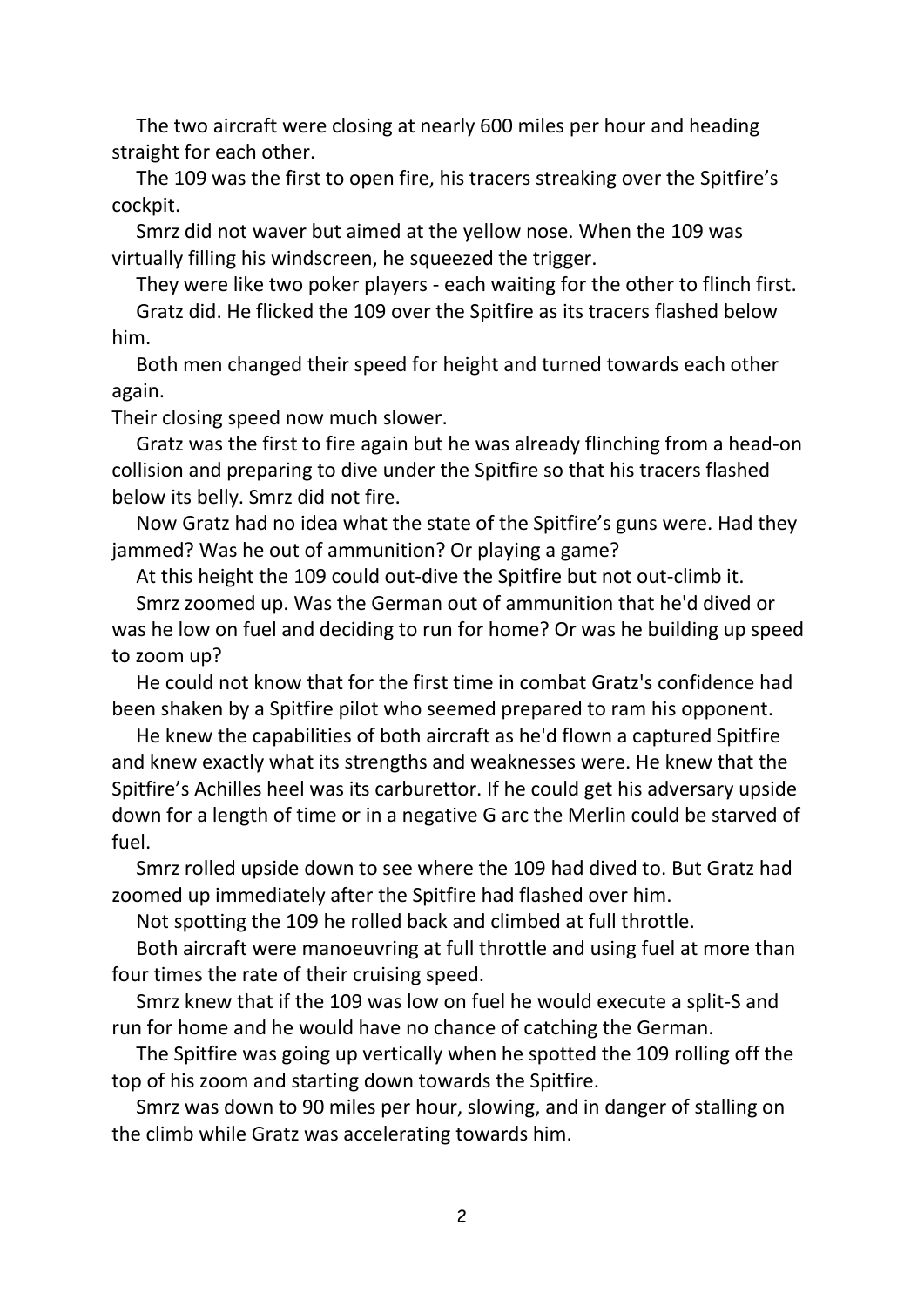The two aircraft were closing at nearly 600 miles per hour and heading straight for each other.

The 109 was the first to open fire, his tracers streaking over the Spitfire's cockpit.

Smrz did not waver but aimed at the yellow nose. When the 109 was virtually filling his windscreen, he squeezed the trigger.

They were like two poker players - each waiting for the other to flinch first.

Gratz did. He flicked the 109 over the Spitfire as its tracers flashed below him.

Both men changed their speed for height and turned towards each other again.

Their closing speed now much slower.

Gratz was the first to fire again but he was already flinching from a head-on collision and preparing to dive under the Spitfire so that his tracers flashed below its belly. Smrz did not fire.

Now Gratz had no idea what the state of the Spitfire's guns were. Had they jammed? Was he out of ammunition? Or playing a game?

At this height the 109 could out-dive the Spitfire but not out-climb it.

Smrz zoomed up. Was the German out of ammunition that he'd dived or was he low on fuel and deciding to run for home? Or was he building up speed to zoom up?

He could not know that for the first time in combat Gratz's confidence had been shaken by a Spitfire pilot who seemed prepared to ram his opponent.

He knew the capabilities of both aircraft as he'd flown a captured Spitfire and knew exactly what its strengths and weaknesses were. He knew that the Spitfire's Achilles heel was its carburettor. If he could get his adversary upside down for a length of time or in a negative G arc the Merlin could be starved of fuel.

Smrz rolled upside down to see where the 109 had dived to. But Gratz had zoomed up immediately after the Spitfire had flashed over him.

Not spotting the 109 he rolled back and climbed at full throttle.

Both aircraft were manoeuvring at full throttle and using fuel at more than four times the rate of their cruising speed.

Smrz knew that if the 109 was low on fuel he would execute a split-S and run for home and he would have no chance of catching the German.

The Spitfire was going up vertically when he spotted the 109 rolling off the top of his zoom and starting down towards the Spitfire.

Smrz was down to 90 miles per hour, slowing, and in danger of stalling on the climb while Gratz was accelerating towards him.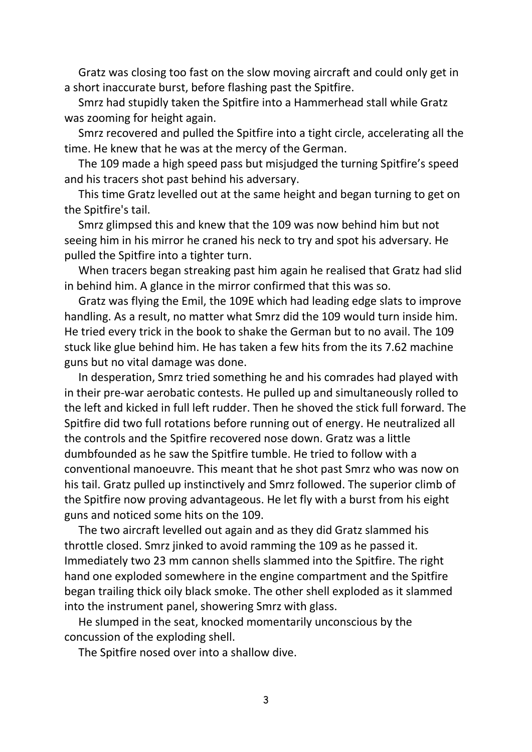Gratz was closing too fast on the slow moving aircraft and could only get in a short inaccurate burst, before flashing past the Spitfire.

Smrz had stupidly taken the Spitfire into a Hammerhead stall while Gratz was zooming for height again.

Smrz recovered and pulled the Spitfire into a tight circle, accelerating all the time. He knew that he was at the mercy of the German.

The 109 made a high speed pass but misjudged the turning Spitfire's speed and his tracers shot past behind his adversary.

This time Gratz levelled out at the same height and began turning to get on the Spitfire's tail.

Smrz glimpsed this and knew that the 109 was now behind him but not seeing him in his mirror he craned his neck to try and spot his adversary. He pulled the Spitfire into a tighter turn.

When tracers began streaking past him again he realised that Gratz had slid in behind him. A glance in the mirror confirmed that this was so.

Gratz was flying the Emil, the 109E which had leading edge slats to improve handling. As a result, no matter what Smrz did the 109 would turn inside him. He tried every trick in the book to shake the German but to no avail. The 109 stuck like glue behind him. He has taken a few hits from the its 7.62 machine guns but no vital damage was done.

In desperation, Smrz tried something he and his comrades had played with in their pre-war aerobatic contests. He pulled up and simultaneously rolled to the left and kicked in full left rudder. Then he shoved the stick full forward. The Spitfire did two full rotations before running out of energy. He neutralized all the controls and the Spitfire recovered nose down. Gratz was a little dumbfounded as he saw the Spitfire tumble. He tried to follow with a conventional manoeuvre. This meant that he shot past Smrz who was now on his tail. Gratz pulled up instinctively and Smrz followed. The superior climb of the Spitfire now proving advantageous. He let fly with a burst from his eight guns and noticed some hits on the 109.

The two aircraft levelled out again and as they did Gratz slammed his throttle closed. Smrz jinked to avoid ramming the 109 as he passed it. Immediately two 23 mm cannon shells slammed into the Spitfire. The right hand one exploded somewhere in the engine compartment and the Spitfire began trailing thick oily black smoke. The other shell exploded as it slammed into the instrument panel, showering Smrz with glass.

He slumped in the seat, knocked momentarily unconscious by the concussion of the exploding shell.

The Spitfire nosed over into a shallow dive.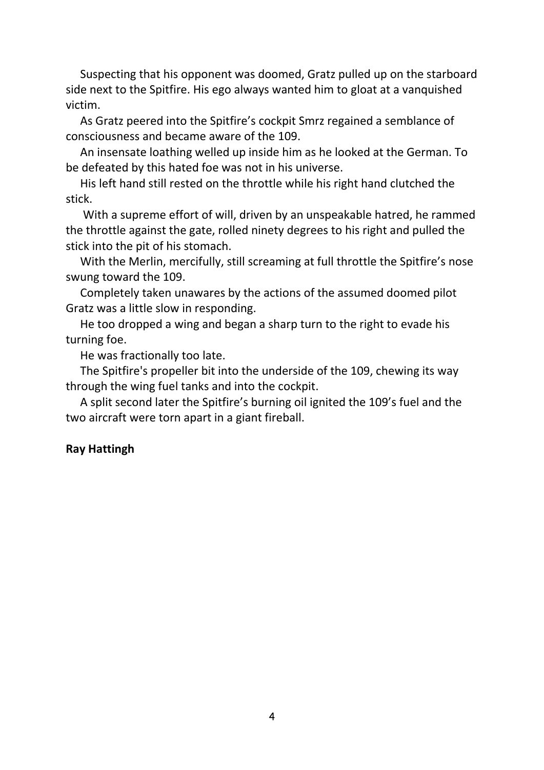Suspecting that his opponent was doomed, Gratz pulled up on the starboard side next to the Spitfire. His ego always wanted him to gloat at a vanquished victim.

As Gratz peered into the Spitfire's cockpit Smrz regained a semblance of consciousness and became aware of the 109.

An insensate loathing welled up inside him as he looked at the German. To be defeated by this hated foe was not in his universe.

His left hand still rested on the throttle while his right hand clutched the stick.

With a supreme effort of will, driven by an unspeakable hatred, he rammed the throttle against the gate, rolled ninety degrees to his right and pulled the stick into the pit of his stomach.

With the Merlin, mercifully, still screaming at full throttle the Spitfire's nose swung toward the 109.

Completely taken unawares by the actions of the assumed doomed pilot Gratz was a little slow in responding.

He too dropped a wing and began a sharp turn to the right to evade his turning foe.

He was fractionally too late.

The Spitfire's propeller bit into the underside of the 109, chewing its way through the wing fuel tanks and into the cockpit.

A split second later the Spitfire's burning oil ignited the 109's fuel and the two aircraft were torn apart in a giant fireball.

**Ray Hattingh**